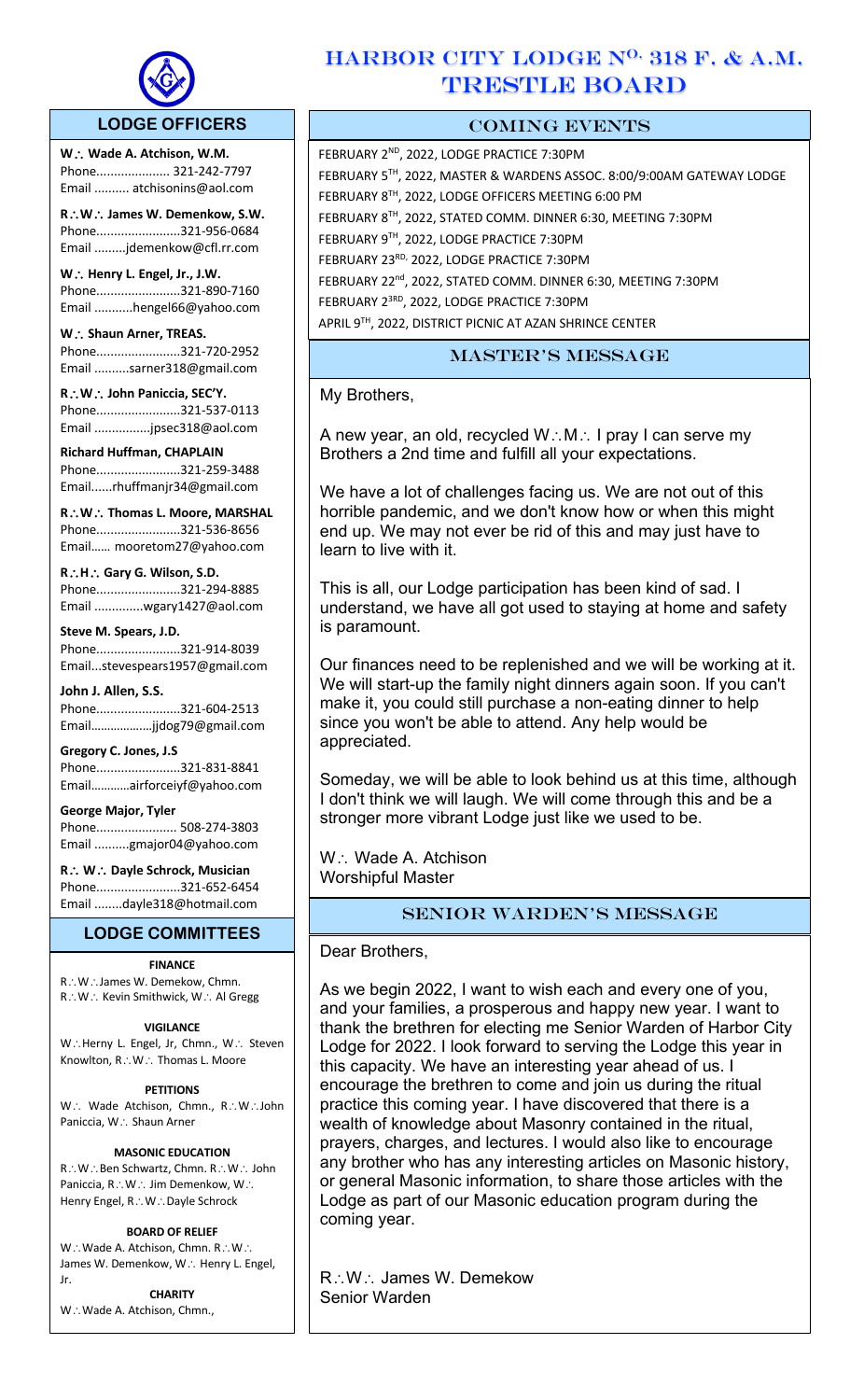# HARBOR CITY LODGE No. 318 F. & A.M. TRESTLE BOARD

## LODGE OFFICERS

**W∴ Wade A. Atchison, W.M.**
Phone..................... 321-242-7797
Email .......... atchisonins@aol.com

**R∴W∴ James W. Demenkow, S.W.**
Phone........................321-956-0684
Email .........jdemenkow@cfl.rr.com

**W∴ Henry L. Engel, Jr., J.W.**
Phone........................321-890-7160
Email ...........hengel66@yahoo.com

**W∴ Shaun Arner, TREAS.**
Phone........................321-720-2952
Email ..........sarner318@gmail.com

**R∴W∴ John Paniccia, SEC'Y.**
Phone........................321-537-0113
Email ................jpsec318@aol.com

**Richard Huffman, CHAPLAIN**
Phone........................321-259-3488
Email......rhuffmanjr34@gmail.com

**R∴W∴ Thomas L. Moore, MARSHAL**
Phone........................321-536-8656
Email...... mooretom27@yahoo.com

**R∴H∴ Gary G. Wilson, S.D.**
Phone........................321-294-8885
Email .............wgary1427@aol.com

**Steve M. Spears, J.D.**
Phone........................321-914-8039
Email...stevespears1957@gmail.com

**John J. Allen, S.S.**
Phone........................321-604-2513
Email..................jjdog79@gmail.com

**Gregory C. Jones, J.S**
Phone........................321-831-8841
Email...........airforceiyf@yahoo.com

**George Major, Tyler**
Phone....................... 508-274-3803
Email ..........gmajor04@yahoo.com

**R∴ W∴ Dayle Schrock, Musician**
Phone........................321-652-6454
Email ........dayle318@hotmail.com

## LODGE COMMITTEES

**FINANCE**
R∴W∴James W. Demekow, Chmn.
R∴W∴ Kevin Smithwick, W∴ Al Gregg

**VIGILANCE**
W∴Herny L. Engel, Jr, Chmn., W∴ Steven Knowlton, R∴W∴ Thomas L. Moore

**PETITIONS**
W∴ Wade Atchison, Chmn., R∴W∴John Paniccia, W∴ Shaun Arner

**MASONIC EDUCATION**
R∴W∴Ben Schwartz, Chmn. R∴W∴ John Paniccia, R∴W∴ Jim Demenkow, W∴ Henry Engel, R∴W∴Dayle Schrock

**BOARD OF RELIEF**
W∴Wade A. Atchison, Chmn. R∴W∴ James W. Demenkow, W∴ Henry L. Engel, Jr.

**CHARITY**
W∴Wade A. Atchison, Chmn.,

## COMING EVENTS

FEBRUARY 2ND, 2022, LODGE PRACTICE 7:30PM
FEBRUARY 5TH, 2022, MASTER & WARDENS ASSOC. 8:00/9:00AM GATEWAY LODGE
FEBRUARY 8TH, 2022, LODGE OFFICERS MEETING 6:00 PM
FEBRUARY 8TH, 2022, STATED COMM. DINNER 6:30, MEETING 7:30PM
FEBRUARY 9TH, 2022, LODGE PRACTICE 7:30PM
FEBRUARY 23RD, 2022, LODGE PRACTICE 7:30PM
FEBRUARY 22nd, 2022, STATED COMM. DINNER 6:30, MEETING 7:30PM
FEBRUARY 23RD, 2022, LODGE PRACTICE 7:30PM
APRIL 9TH, 2022, DISTRICT PICNIC AT AZAN SHRINCE CENTER

## MASTER'S MESSAGE

My Brothers,

A new year, an old, recycled W∴M∴ I pray I can serve my Brothers a 2nd time and fulfill all your expectations.

We have a lot of challenges facing us. We are not out of this horrible pandemic, and we don't know how or when this might end up. We may not ever be rid of this and may just have to learn to live with it.

This is all, our Lodge participation has been kind of sad. I understand, we have all got used to staying at home and safety is paramount.

Our finances need to be replenished and we will be working at it. We will start-up the family night dinners again soon. If you can't make it, you could still purchase a non-eating dinner to help since you won't be able to attend. Any help would be appreciated.

Someday, we will be able to look behind us at this time, although I don't think we will laugh. We will come through this and be a stronger more vibrant Lodge just like we used to be.

W∴ Wade A. Atchison
Worshipful Master

## SENIOR WARDEN'S MESSAGE

Dear Brothers,

As we begin 2022, I want to wish each and every one of you, and your families, a prosperous and happy new year. I want to thank the brethren for electing me Senior Warden of Harbor City Lodge for 2022. I look forward to serving the Lodge this year in this capacity. We have an interesting year ahead of us. I encourage the brethren to come and join us during the ritual practice this coming year. I have discovered that there is a wealth of knowledge about Masonry contained in the ritual, prayers, charges, and lectures. I would also like to encourage any brother who has any interesting articles on Masonic history, or general Masonic information, to share those articles with the Lodge as part of our Masonic education program during the coming year.

R∴W∴ James W. Demekow
Senior Warden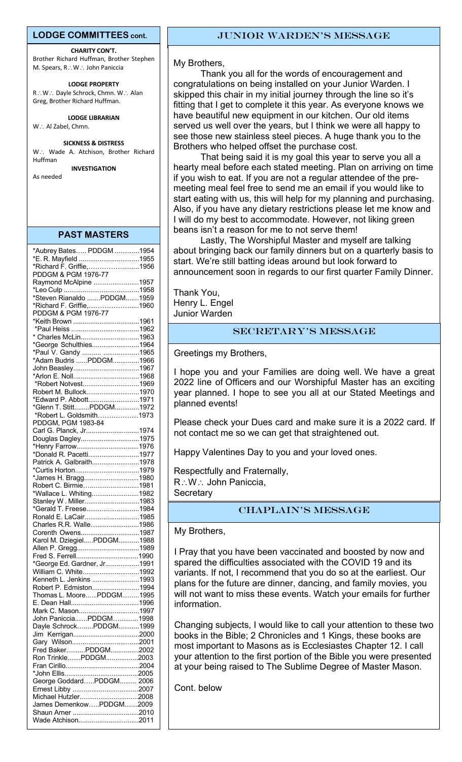## LODGE COMMITTEES cont.

**CHARITY CON'T.**

Brother Richard Huffman, Brother Stephen M. Spears, R∴W∴ John Paniccia

**LODGE PROPERTY**

R∴W∴ Dayle Schrock, Chmn. W∴ Alan Greg, Brother Richard Huffman.

**LODGE LIBRARIAN**

W∴ Al Zabel, Chmn.

**SICKNESS & DISTRESS**

W∴ Wade A. Atchison, Brother Richard Huffman

**INVESTIGATION**

As needed

## PAST MASTERS

*Aubrey Bates….. PDDGM .............1954
*E. R. Mayfield ................................1955
*Richard F. Griffie,………….……......1956
PDDGM & PGM 1976-77
Raymond McAlpine ........................1957
*Leo Culp .........................................1958
*Steven Rianaldo .......PDDGM.......1959
*Richard F. Griffie,…………….….....1960
PDDGM & PGM 1976-77
*Keith Brown ...................................1961
*Paul Heiss ......................................1962
* Charles McLin...............................1963
*George Schulthies.........................1964
*Paul V. Gandy .......... ...................1965
*Adam Budris ......PDDGM..............1966
John Beasley...................................1967
*Arlon E. Noll...................................1968
*Robert Notvest...............................1969
Robert M. Bullock............................1970
*Edward P. Abbott...........................1971
*Glenn T. Stitt........PDDGM.............1972
*Robert L. Goldsmith………………1973
PDDGM, PGM 1983-84
Carl G. Planck, Jr............................1974
Douglas Dagley...............................1975
*Henry Farrow..................................1976
*Donald R. Pacetti...........................1977
Patrick A. Galbraith.........................1978
*Curtis Horton..................................1979
*James H. Bragg.............................1980
Robert C. Birmie…..........................1981
*Wallace L. Whiting.........................1982
Stanley W . Miller.............................1983
*Gerald T. Freese............................1984
Ronald E. LaCair.............................1985
Charles R.R. Walle….......................1986
Corenth Owens................................1987
Karol M. Dziegiel.....PDDGM...........1988
Allen P. Gregg..................................1989
Fred S. Ferrell..................................1990
*George Ed. Gardner, Jr..................1991
William C. White..............................1992
Kenneth L. Jenkins .........................1993
Robert P. Edmiston..........................1994
Thomas L. Moore......PDDGM.........1995
E. Dean Hall.....................................1996
Mark C. Mason................................1997
John Paniccia……PDDGM…..........1998
Dayle Schrock…....PDDGM............1999
Jim Kerrigan....................................2000
Gary Wilson.…...............................2001
Fred Baker..........PDDGM...............2002
Ron Trinkle.......PDDGM.................2003
Fran Cirillo.......................................2004
*John Ellis........................................2005
George Goddard…..PDDGM......... 2006
Ernest Libby ...................................2007
Michael Hutzler................................2008
James Demenkow…..PDDGM.......2009
Shaun Arner ...................................2010
Wade Atchison.................................2011

## JUNIOR WARDEN'S MESSAGE

My Brothers,

Thank you all for the words of encouragement and congratulations on being installed on your Junior Warden. I skipped this chair in my initial journey through the line so it's fitting that I get to complete it this year. As everyone knows we have beautiful new equipment in our kitchen. Our old items served us well over the years, but I think we were all happy to see those new stainless steel pieces. A huge thank you to the Brothers who helped offset the purchase cost.

That being said it is my goal this year to serve you all a hearty meal before each stated meeting. Plan on arriving on time if you wish to eat. If you are not a regular attendee of the pre-meeting meal feel free to send me an email if you would like to start eating with us, this will help for my planning and purchasing. Also, if you have any dietary restrictions please let me know and I will do my best to accommodate. However, not liking green beans isn't a reason for me to not serve them!

Lastly, The Worshipful Master and myself are talking about bringing back our family dinners but on a quarterly basis to start. We're still batting ideas around but look forward to announcement soon in regards to our first quarter Family Dinner.

Thank You,
Henry L. Engel
Junior Warden

## SECRETARY'S MESSAGE

Greetings my Brothers,

I hope you and your Families are doing well. We have a great 2022 line of Officers and our Worshipful Master has an exciting year planned. I hope to see you all at our Stated Meetings and planned events!

Please check your Dues card and make sure it is a 2022 card. If not contact me so we can get that straightened out.

Happy Valentines Day to you and your loved ones.

Respectfully and Fraternally,
R∴W∴ John Paniccia,
Secretary

## CHAPLAIN'S MESSAGE

My Brothers,

I Pray that you have been vaccinated and boosted by now and spared the difficulties associated with the COVID 19 and its variants. If not, I recommend that you do so at the earliest. Our plans for the future are dinner, dancing, and family movies, you will not want to miss these events. Watch your emails for further information.

Changing subjects, I would like to call your attention to these two books in the Bible; 2 Chronicles and 1 Kings, these books are most important to Masons as is Ecclesiastes Chapter 12. I call your attention to the first portion of the Bible you were presented at your being raised to The Sublime Degree of Master Mason.

Cont. below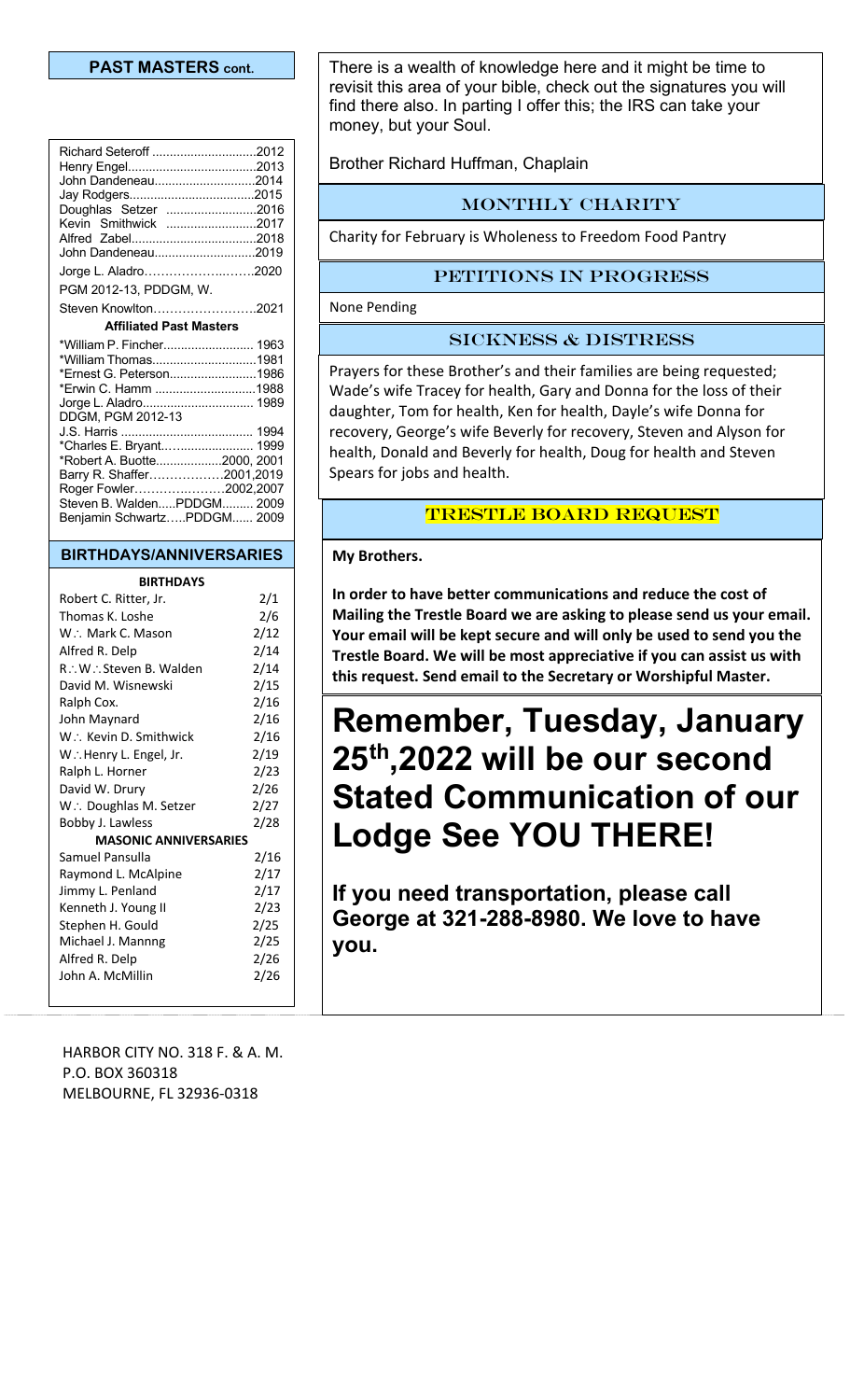## PAST MASTERS cont.

| | |
|---|---|
| Richard Seteroff | 2012 |
| Henry Engel | 2013 |
| John Dandeneau | 2014 |
| Jay Rodgers | 2015 |
| Doughlas Setzer | 2016 |
| Kevin Smithwick | 2017 |
| Alfred Zabel | 2018 |
| John Dandeneau | 2019 |
| Jorge L. Aladro | 2020 |
| PGM 2012-13, PDDGM, W. | |
| Steven Knowlton | 2021 |

**Affiliated Past Masters**

| | |
|---|---|
| *William P. Fincher | 1963 |
| *William Thomas | 1981 |
| *Ernest G. Peterson | 1986 |
| *Erwin C. Hamm | 1988 |
| Jorge L. Aladro | 1989 |
| DDGM, PGM 2012-13 | |
| J.S. Harris | 1994 |
| *Charles E. Bryant | 1999 |
| *Robert A. Buotte | 2000, 2001 |
| Barry R. Shaffer | 2001,2019 |
| Roger Fowler | 2002,2007 |
| Steven B. Walden.....PDDGM | 2009 |
| Benjamin Schwartz.....PDDGM | 2009 |

## BIRTHDAYS/ANNIVERSARIES

| BIRTHDAYS | |
|---|---|
| Robert C. Ritter, Jr. | 2/1 |
| Thomas K. Loshe | 2/6 |
| W∴ Mark C. Mason | 2/12 |
| Alfred R. Delp | 2/14 |
| R∴W∴Steven B. Walden | 2/14 |
| David M. Wisnewski | 2/15 |
| Ralph Cox. | 2/16 |
| John Maynard | 2/16 |
| W∴ Kevin D. Smithwick | 2/16 |
| W∴Henry L. Engel, Jr. | 2/19 |
| Ralph L. Horner | 2/23 |
| David W. Drury | 2/26 |
| W∴ Doughlas M. Setzer | 2/27 |
| Bobby J. Lawless | 2/28 |
| **MASONIC ANNIVERSARIES** | |
| Samuel Pansulla | 2/16 |
| Raymond L. McAlpine | 2/17 |
| Jimmy L. Penland | 2/17 |
| Kenneth J. Young II | 2/23 |
| Stephen H. Gould | 2/25 |
| Michael J. Mannng | 2/25 |
| Alfred R. Delp | 2/26 |
| John A. McMillin | 2/26 |

HARBOR CITY NO. 318 F. & A. M.
P.O. BOX 360318
MELBOURNE, FL 32936-0318

There is a wealth of knowledge here and it might be time to revisit this area of your bible, check out the signatures you will find there also. In parting I offer this; the IRS can take your money, but your Soul.

Brother Richard Huffman, Chaplain

## MONTHLY CHARITY

Charity for February is Wholeness to Freedom Food Pantry

## PETITIONS IN PROGRESS

None Pending

## SICKNESS & DISTRESS

Prayers for these Brother's and their families are being requested; Wade's wife Tracey for health, Gary and Donna for the loss of their daughter, Tom for health, Ken for health, Dayle's wife Donna for recovery, George's wife Beverly for recovery, Steven and Alyson for health, Donald and Beverly for health, Doug for health and Steven Spears for jobs and health.

## TRESTLE BOARD REQUEST

**My Brothers.**

**In order to have better communications and reduce the cost of Mailing the Trestle Board we are asking to please send us your email. Your email will be kept secure and will only be used to send you the Trestle Board. We will be most appreciative if you can assist us with this request. Send email to the Secretary or Worshipful Master.**

# Remember, Tuesday, January 25th,2022 will be our second Stated Communication of our Lodge See YOU THERE!

**If you need transportation, please call George at 321-288-8980. We love to have you.**